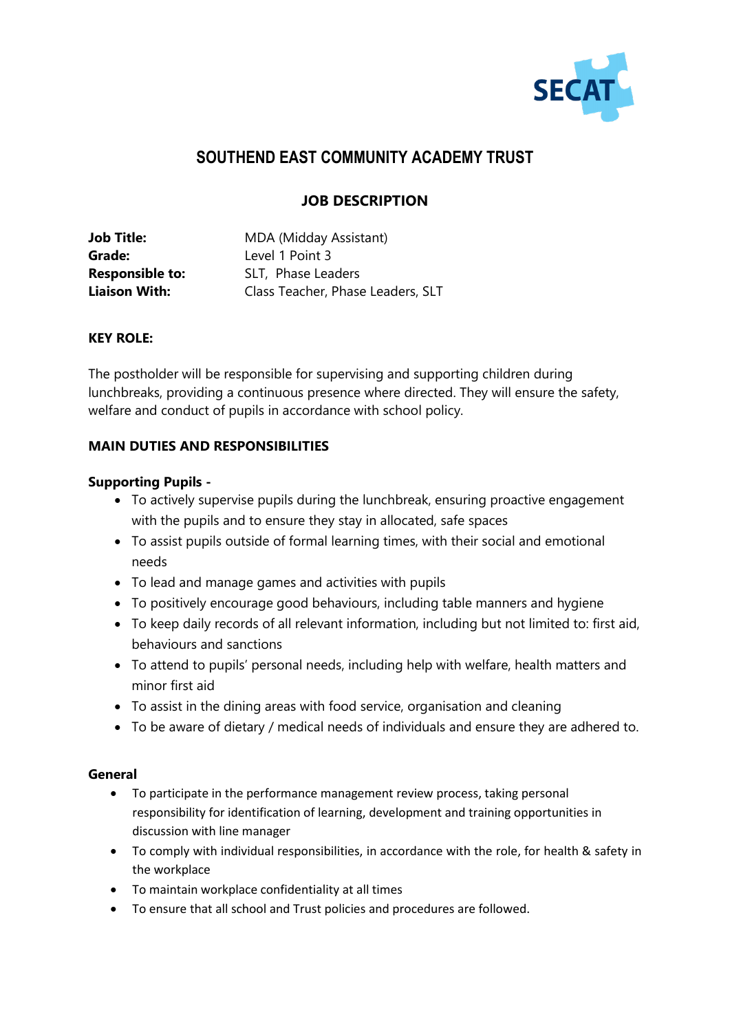SECAT

# SOUTHEND EAST COMMUNITY ACADEMY TRUST

## JOB DESCRIPTION

| | |
|---|---|
| **Job Title:** | MDA (Midday Assistant) |
| **Grade:** | Level 1 Point 3 |
| **Responsible to:** | SLT, Phase Leaders |
| **Liaison With:** | Class Teacher, Phase Leaders, SLT |

**KEY ROLE:**

The postholder will be responsible for supervising and supporting children during lunchbreaks, providing a continuous presence where directed. They will ensure the safety, welfare and conduct of pupils in accordance with school policy.

**MAIN DUTIES AND RESPONSIBILITIES**

**Supporting Pupils -**

- To actively supervise pupils during the lunchbreak, ensuring proactive engagement with the pupils and to ensure they stay in allocated, safe spaces
- To assist pupils outside of formal learning times, with their social and emotional needs
- To lead and manage games and activities with pupils
- To positively encourage good behaviours, including table manners and hygiene
- To keep daily records of all relevant information, including but not limited to: first aid, behaviours and sanctions
- To attend to pupils' personal needs, including help with welfare, health matters and minor first aid
- To assist in the dining areas with food service, organisation and cleaning
- To be aware of dietary / medical needs of individuals and ensure they are adhered to.

**General**

- To participate in the performance management review process, taking personal responsibility for identification of learning, development and training opportunities in discussion with line manager
- To comply with individual responsibilities, in accordance with the role, for health & safety in the workplace
- To maintain workplace confidentiality at all times
- To ensure that all school and Trust policies and procedures are followed.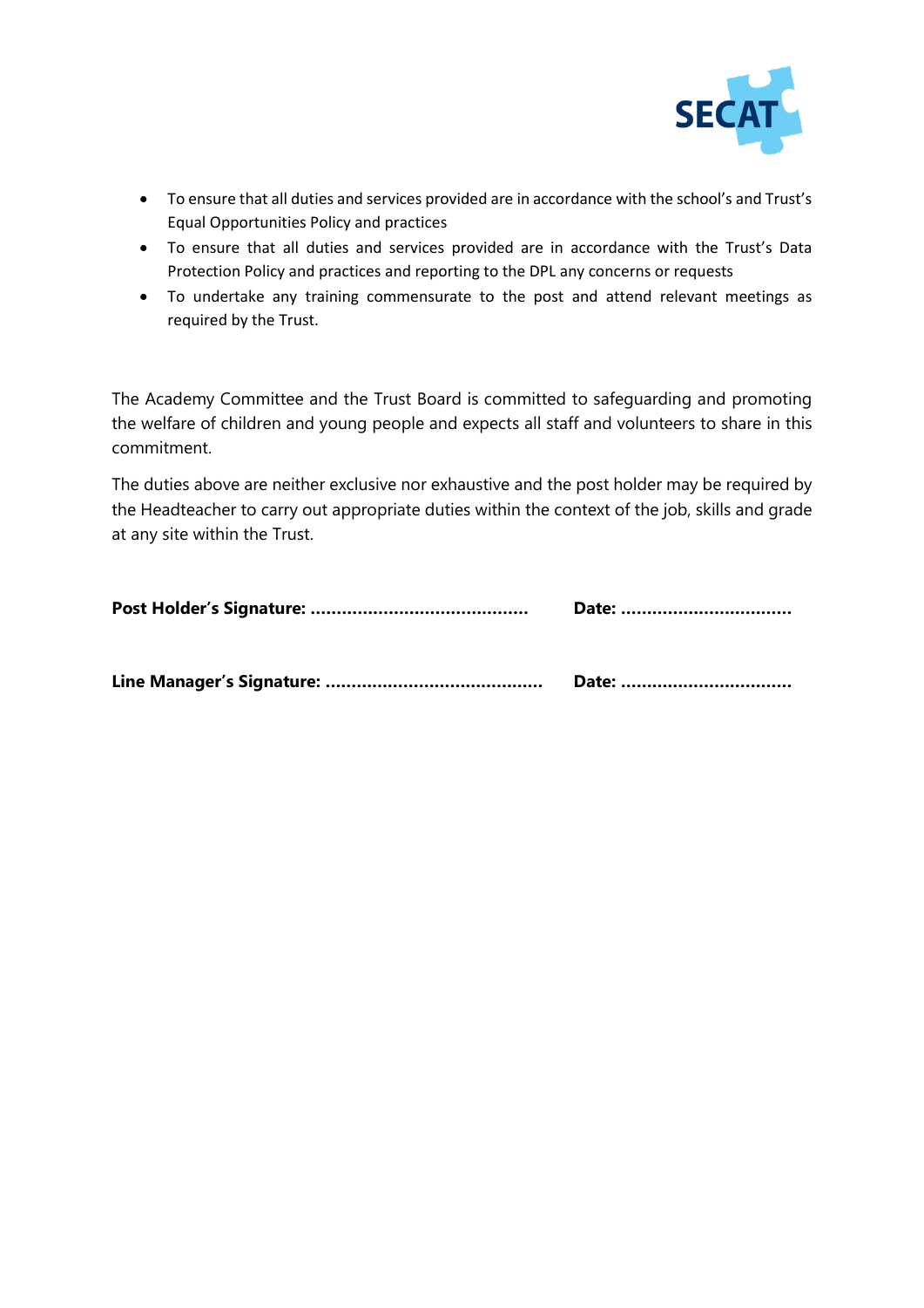- To ensure that all duties and services provided are in accordance with the school's and Trust's Equal Opportunities Policy and practices
- To ensure that all duties and services provided are in accordance with the Trust's Data Protection Policy and practices and reporting to the DPL any concerns or requests
- To undertake any training commensurate to the post and attend relevant meetings as required by the Trust.

The Academy Committee and the Trust Board is committed to safeguarding and promoting the welfare of children and young people and expects all staff and volunteers to share in this commitment.

The duties above are neither exclusive nor exhaustive and the post holder may be required by the Headteacher to carry out appropriate duties within the context of the job, skills and grade at any site within the Trust.

**Post Holder's Signature: ..........................................** **Date: ................................**

**Line Manager's Signature: ..........................................** **Date: ................................**